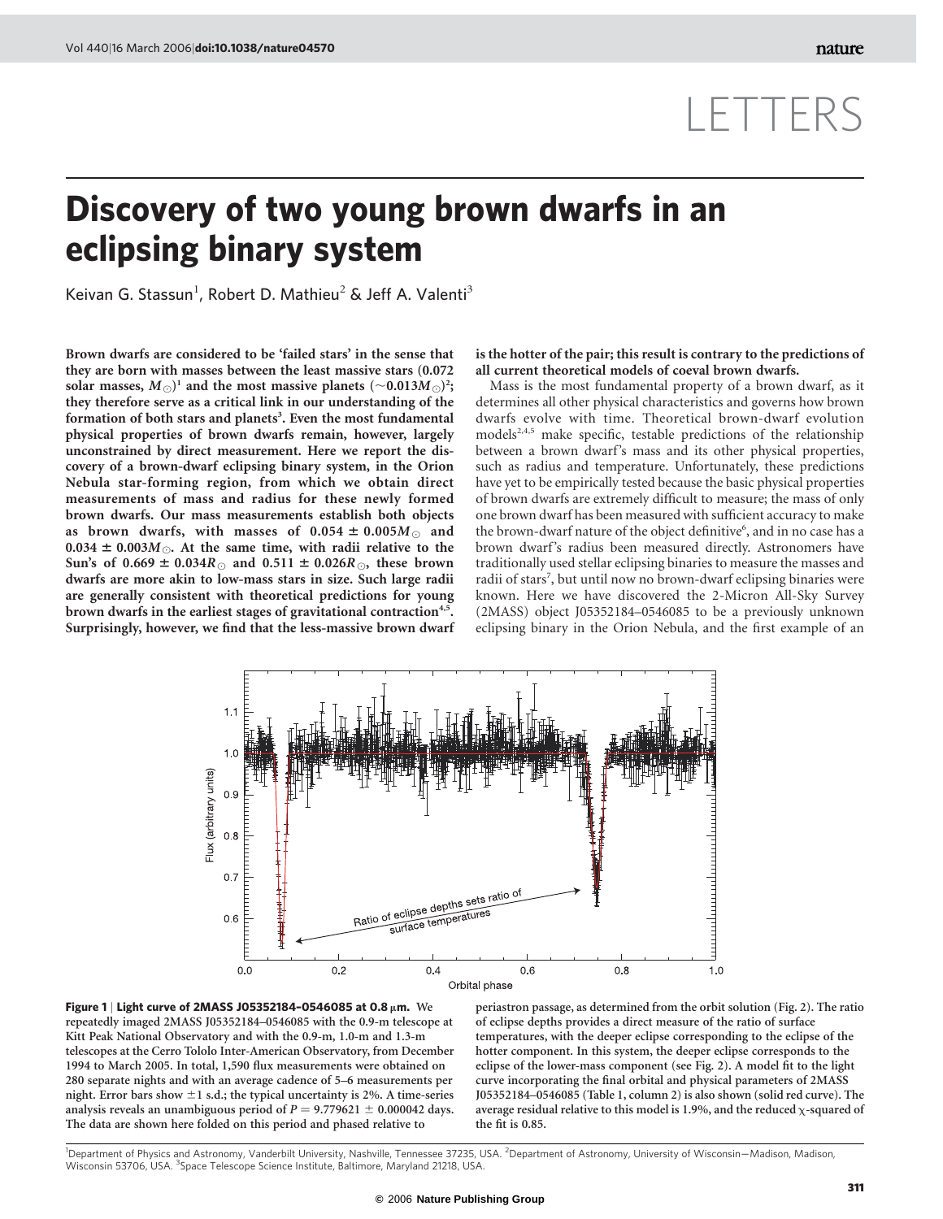LETTERS

# Discovery of two young brown dwarfs in an eclipsing binary system

Keivan G. Stassun[1], Robert D. Mathieu[2] & Jeff A. Valenti[3]

**Brown dwarfs are considered to be 'failed stars' in the sense that they are born with masses between the least massive stars (0.072 solar masses, $M_\odot$)[1] and the most massive planets ($\sim 0.013 M_\odot$)[2]; they therefore serve as a critical link in our understanding of the formation of both stars and planets[3]. Even the most fundamental physical properties of brown dwarfs remain, however, largely unconstrained by direct measurement. Here we report the discovery of a brown-dwarf eclipsing binary system, in the Orion Nebula star-forming region, from which we obtain direct measurements of mass and radius for these newly formed brown dwarfs. Our mass measurements establish both objects as brown dwarfs, with masses of $0.054 \pm 0.005 M_\odot$ and $0.034 \pm 0.003 M_\odot$. At the same time, with radii relative to the Sun's of $0.669 \pm 0.034 R_\odot$ and $0.511 \pm 0.026 R_\odot$, these brown dwarfs are more akin to low-mass stars in size. Such large radii are generally consistent with theoretical predictions for young brown dwarfs in the earliest stages of gravitational contraction[4,5]. Surprisingly, however, we find that the less-massive brown dwarf is the hotter of the pair; this result is contrary to the predictions of all current theoretical models of coeval brown dwarfs.**

Mass is the most fundamental property of a brown dwarf, as it determines all other physical characteristics and governs how brown dwarfs evolve with time. Theoretical brown-dwarf evolution models[2,4,5] make specific, testable predictions of the relationship between a brown dwarf's mass and its other physical properties, such as radius and temperature. Unfortunately, these predictions have yet to be empirically tested because the basic physical properties of brown dwarfs are extremely difficult to measure; the mass of only one brown dwarf has been measured with sufficient accuracy to make the brown-dwarf nature of the object definitive[6], and in no case has a brown dwarf's radius been measured directly. Astronomers have traditionally used stellar eclipsing binaries to measure the masses and radii of stars[7], but until now no brown-dwarf eclipsing binaries were known. Here we have discovered the 2-Micron All-Sky Survey (2MASS) object J05352184–0546085 to be a previously unknown eclipsing binary in the Orion Nebula, and the first example of an

**Figure 1 | Light curve of 2MASS J05352184–0546085 at 0.8 μm.** We repeatedly imaged 2MASS J05352184–0546085 with the 0.9-m telescope at Kitt Peak National Observatory and with the 0.9-m, 1.0-m and 1.3-m telescopes at the Cerro Tololo Inter-American Observatory, from December 1994 to March 2005. In total, 1,590 flux measurements were obtained on 280 separate nights and with an average cadence of 5–6 measurements per night. Error bars show ±1 s.d.; the typical uncertainty is 2%. A time-series analysis reveals an unambiguous period of $P = 9.779621 \pm 0.000042$ days. The data are shown here folded on this period and phased relative to periastron passage, as determined from the orbit solution (Fig. 2). The ratio of eclipse depths provides a direct measure of the ratio of surface temperatures, with the deeper eclipse corresponding to the eclipse of the hotter component. In this system, the deeper eclipse corresponds to the eclipse of the lower-mass component (see Fig. 2). A model fit to the light curve incorporating the final orbital and physical parameters of 2MASS J05352184–0546085 (Table 1, column 2) is also shown (solid red curve). The average residual relative to this model is 1.9%, and the reduced χ-squared of the fit is 0.85.

[1]Department of Physics and Astronomy, Vanderbilt University, Nashville, Tennessee 37235, USA. [2]Department of Astronomy, University of Wisconsin—Madison, Madison, Wisconsin 53706, USA. [3]Space Telescope Science Institute, Baltimore, Maryland 21218, USA.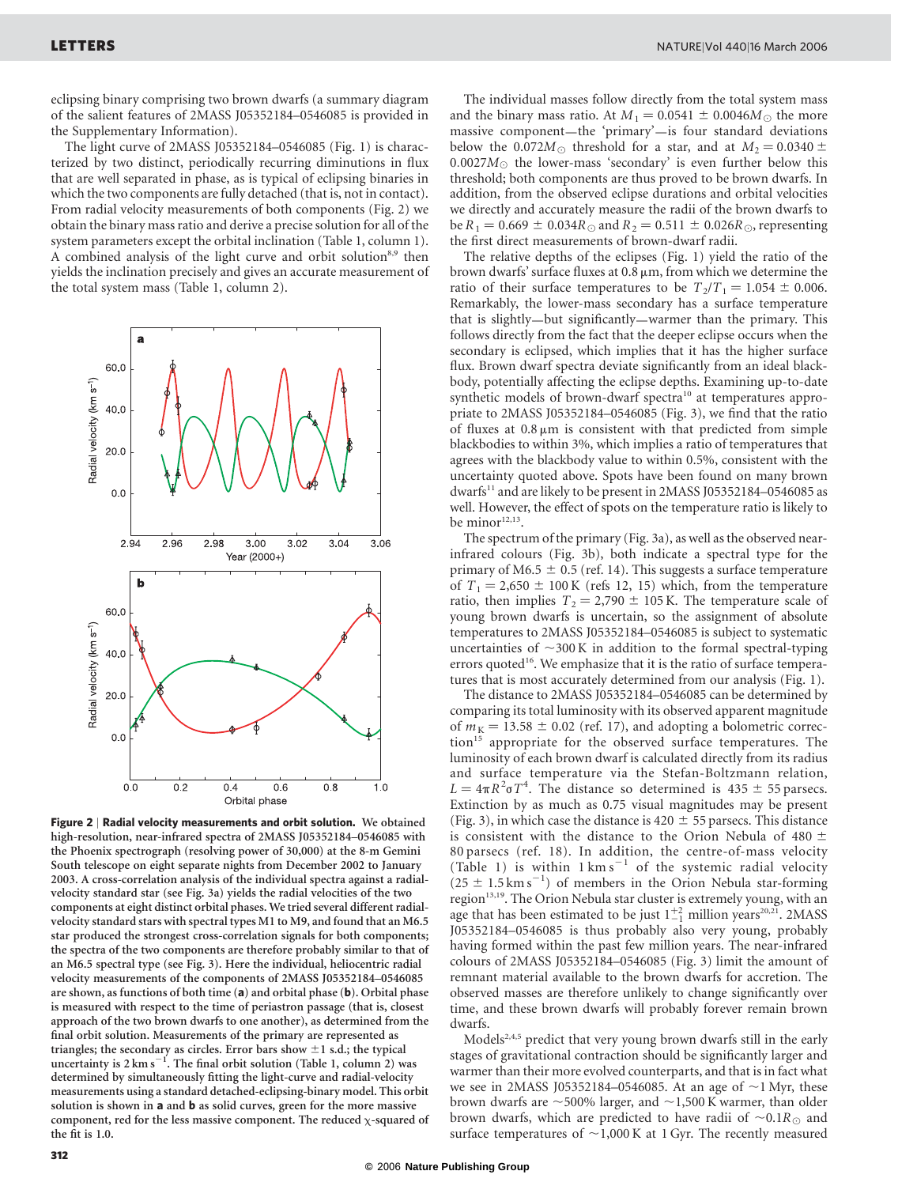eclipsing binary comprising two brown dwarfs (a summary diagram of the salient features of 2MASS J05352184–0546085 is provided in the Supplementary Information).

The light curve of 2MASS J05352184–0546085 (Fig. 1) is characterized by two distinct, periodically recurring diminutions in flux that are well separated in phase, as is typical of eclipsing binaries in which the two components are fully detached (that is, not in contact). From radial velocity measurements of both components (Fig. 2) we obtain the binary mass ratio and derive a precise solution for all of the system parameters except the orbital inclination (Table 1, column 1). A combined analysis of the light curve and orbit solution[8,9] then yields the inclination precisely and gives an accurate measurement of the total system mass (Table 1, column 2).

**Figure 2 | Radial velocity measurements and orbit solution.** We obtained high-resolution, near-infrared spectra of 2MASS J05352184–0546085 with the Phoenix spectrograph (resolving power of 30,000) at the 8-m Gemini South telescope on eight separate nights from December 2002 to January 2003. A cross-correlation analysis of the individual spectra against a radial-velocity standard star (see Fig. 3a) yields the radial velocities of the two components at eight distinct orbital phases. We tried several different radial-velocity standard stars with spectral types M1 to M9, and found that an M6.5 star produced the strongest cross-correlation signals for both components; the spectra of the two components are therefore probably similar to that of an M6.5 spectral type (see Fig. 3). Here the individual, heliocentric radial velocity measurements of the components of 2MASS J05352184–0546085 are shown, as functions of both time (**a**) and orbital phase (**b**). Orbital phase is measured with respect to the time of periastron passage (that is, closest approach of the two brown dwarfs to one another), as determined from the final orbit solution. Measurements of the primary are represented as triangles; the secondary as circles. Error bars show ±1 s.d.; the typical uncertainty is 2 km s$^{-1}$. The final orbit solution (Table 1, column 2) was determined by simultaneously fitting the light-curve and radial-velocity measurements using a standard detached-eclipsing-binary model. This orbit solution is shown in **a** and **b** as solid curves, green for the more massive component, red for the less massive component. The reduced χ-squared of the fit is 1.0.

The individual masses follow directly from the total system mass and the binary mass ratio. At $M_1 = 0.0541 \pm 0.0046 M_{\odot}$ the more massive component—the 'primary'—is four standard deviations below the $0.072 M_{\odot}$ threshold for a star, and at $M_2 = 0.0340 \pm 0.0027 M_{\odot}$ the lower-mass 'secondary' is even further below this threshold; both components are thus proved to be brown dwarfs. In addition, from the observed eclipse durations and orbital velocities we directly and accurately measure the radii of the brown dwarfs to be $R_1 = 0.669 \pm 0.034 R_{\odot}$ and $R_2 = 0.511 \pm 0.026 R_{\odot}$, representing the first direct measurements of brown-dwarf radii.

The relative depths of the eclipses (Fig. 1) yield the ratio of the brown dwarfs' surface fluxes at 0.8 μm, from which we determine the ratio of their surface temperatures to be $T_2/T_1 = 1.054 \pm 0.006$. Remarkably, the lower-mass secondary has a surface temperature that is slightly—but significantly—warmer than the primary. This follows directly from the fact that the deeper eclipse occurs when the secondary is eclipsed, which implies that it has the higher surface flux. Brown dwarf spectra deviate significantly from an ideal blackbody, potentially affecting the eclipse depths. Examining up-to-date synthetic models of brown-dwarf spectra[10] at temperatures appropriate to 2MASS J05352184–0546085 (Fig. 3), we find that the ratio of fluxes at 0.8 μm is consistent with that predicted from simple blackbodies to within 3%, which implies a ratio of temperatures that agrees with the blackbody value to within 0.5%, consistent with the uncertainty quoted above. Spots have been found on many brown dwarfs[11] and are likely to be present in 2MASS J05352184–0546085 as well. However, the effect of spots on the temperature ratio is likely to be minor[12,13].

The spectrum of the primary (Fig. 3a), as well as the observed near-infrared colours (Fig. 3b), both indicate a spectral type for the primary of M6.5 ± 0.5 (ref. 14). This suggests a surface temperature of $T_1 = 2{,}650 \pm 100$ K (refs 12, 15) which, from the temperature ratio, then implies $T_2 = 2{,}790 \pm 105$ K. The temperature scale of young brown dwarfs is uncertain, so the assignment of absolute temperatures to 2MASS J05352184–0546085 is subject to systematic uncertainties of ~300 K in addition to the formal spectral-typing errors quoted[16]. We emphasize that it is the ratio of surface temperatures that is most accurately determined from our analysis (Fig. 1).

The distance to 2MASS J05352184–0546085 can be determined by comparing its total luminosity with its observed apparent magnitude of $m_K = 13.58 \pm 0.02$ (ref. 17), and adopting a bolometric correction[15] appropriate for the observed surface temperatures. The luminosity of each brown dwarf is calculated directly from its radius and surface temperature via the Stefan-Boltzmann relation, $L = 4\pi R^2 \sigma T^4$. The distance so determined is 435 ± 55 parsecs. Extinction by as much as 0.75 visual magnitudes may be present (Fig. 3), in which case the distance is 420 ± 55 parsecs. This distance is consistent with the distance to the Orion Nebula of 480 ± 80 parsecs (ref. 18). In addition, the centre-of-mass velocity (Table 1) is within 1 km s$^{-1}$ of the systemic radial velocity (25 ± 1.5 km s$^{-1}$) of members in the Orion Nebula star-forming region[13,19]. The Orion Nebula star cluster is extremely young, with an age that has been estimated to be just $1^{+2}_{-1}$ million years[20,21]. 2MASS J05352184–0546085 is thus probably also very young, probably having formed within the past few million years. The near-infrared colours of 2MASS J05352184–0546085 (Fig. 3) limit the amount of remnant material available to the brown dwarfs for accretion. The observed masses are therefore unlikely to change significantly over time, and these brown dwarfs will probably forever remain brown dwarfs.

Models[2,4,5] predict that very young brown dwarfs still in the early stages of gravitational contraction should be significantly larger and warmer than their more evolved counterparts, and that is in fact what we see in 2MASS J05352184–0546085. At an age of ~1 Myr, these brown dwarfs are ~500% larger, and ~1,500 K warmer, than older brown dwarfs, which are predicted to have radii of $\sim 0.1 R_{\odot}$ and surface temperatures of ~1,000 K at 1 Gyr. The recently measured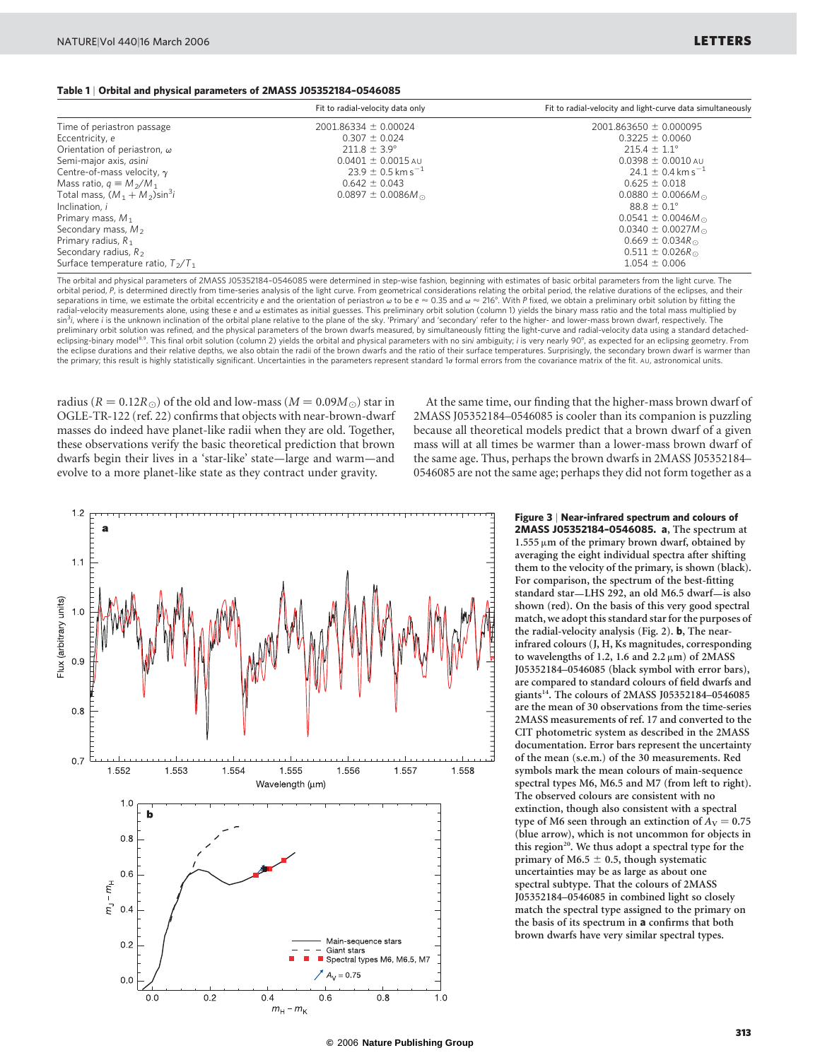**Table 1 | Orbital and physical parameters of 2MASS J05352184–0546085**

| | Fit to radial-velocity data only | Fit to radial-velocity and light-curve data simultaneously |
|---|---|---|
| Time of periastron passage | 2001.86334 ± 0.00024 | 2001.863650 ± 0.000095 |
| Eccentricity, $e$ | 0.307 ± 0.024 | 0.3225 ± 0.0060 |
| Orientation of periastron, $\omega$ | 211.8 ± 3.9° | 215.4 ± 1.1° |
| Semi-major axis, $a\sin i$ | 0.0401 ± 0.0015 AU | 0.0398 ± 0.0010 AU |
| Centre-of-mass velocity, $\gamma$ | 23.9 ± 0.5 km s$^{-1}$ | 24.1 ± 0.4 km s$^{-1}$ |
| Mass ratio, $q \equiv M_2/M_1$ | 0.642 ± 0.043 | 0.625 ± 0.018 |
| Total mass, $(M_1 + M_2)\sin^3 i$ | 0.0897 ± 0.0086$M_\odot$ | 0.0880 ± 0.0066$M_\odot$ |
| Inclination, $i$ | | 88.8 ± 0.1° |
| Primary mass, $M_1$ | | 0.0541 ± 0.0046$M_\odot$ |
| Secondary mass, $M_2$ | | 0.0340 ± 0.0027$M_\odot$ |
| Primary radius, $R_1$ | | 0.669 ± 0.034$R_\odot$ |
| Secondary radius, $R_2$ | | 0.511 ± 0.026$R_\odot$ |
| Surface temperature ratio, $T_2/T_1$ | | 1.054 ± 0.006 |

The orbital and physical parameters of 2MASS J05352184–0546085 were determined in step-wise fashion, beginning with estimates of basic orbital parameters from the light curve. The orbital period, $P$, is determined directly from time-series analysis of the light curve. From geometrical considerations relating the orbital period, the relative durations of the eclipses, and their separations in time, we estimate the orbital eccentricity $e$ and the orientation of periastron $\omega$ to be $e \approx 0.35$ and $\omega \approx 216°$. With $P$ fixed, we obtain a preliminary orbit solution by fitting the radial-velocity measurements alone, using these $e$ and $\omega$ estimates as initial guesses. This preliminary orbit solution (column 1) yields the binary mass ratio and the total mass multiplied by $\sin^3 i$, where $i$ is the unknown inclination of the orbital plane relative to the plane of the sky. 'Primary' and 'secondary' refer to the higher- and lower-mass brown dwarf, respectively. The preliminary orbit solution was refined, and the physical parameters of the brown dwarfs measured, by simultaneously fitting the light-curve and radial-velocity data using a standard detached-eclipsing-binary model[8,9]. This final orbit solution (column 2) yields the orbital and physical parameters with no $\sin i$ ambiguity; $i$ is very nearly 90°, as expected for an eclipsing geometry. From the eclipse durations and their relative depths, we also obtain the radii of the brown dwarfs and the ratio of their surface temperatures. Surprisingly, the secondary brown dwarf is warmer than the primary; this result is highly statistically significant. Uncertainties in the parameters represent standard 1$\sigma$ formal errors from the covariance matrix of the fit. AU, astronomical units.

radius ($R = 0.12R_\odot$) of the old and low-mass ($M = 0.09M_\odot$) star in OGLE-TR-122 (ref. 22) confirms that objects with near-brown-dwarf masses do indeed have planet-like radii when they are old. Together, these observations verify the basic theoretical prediction that brown dwarfs begin their lives in a 'star-like' state—large and warm—and evolve to a more planet-like state as they contract under gravity.

At the same time, our finding that the higher-mass brown dwarf of 2MASS J05352184–0546085 is cooler than its companion is puzzling because all theoretical models predict that a brown dwarf of a given mass will at all times be warmer than a lower-mass brown dwarf of the same age. Thus, perhaps the brown dwarfs in 2MASS J05352184–0546085 are not the same age; perhaps they did not form together as a

**Figure 3 | Near-infrared spectrum and colours of 2MASS J05352184–0546085. a**, The spectrum at 1.555 μm of the primary brown dwarf, obtained by averaging the eight individual spectra after shifting them to the velocity of the primary, is shown (black). For comparison, the spectrum of the best-fitting standard star—LHS 292, an old M6.5 dwarf—is also shown (red). On the basis of this very good spectral match, we adopt this standard star for the purposes of the radial-velocity analysis (Fig. 2). **b**, The near-infrared colours (J, H, Ks magnitudes, corresponding to wavelengths of 1.2, 1.6 and 2.2 μm) of 2MASS J05352184–0546085 (black symbol with error bars), are compared to standard colours of field dwarfs and giants[14]. The colours of 2MASS J05352184–0546085 are the mean of 30 observations from the time-series 2MASS measurements of ref. 17 and converted to the CIT photometric system as described in the 2MASS documentation. Error bars represent the uncertainty of the mean (s.e.m.) of the 30 measurements. Red symbols mark the mean colours of main-sequence spectral types M6, M6.5 and M7 (from left to right). The observed colours are consistent with no extinction, though also consistent with a spectral type of M6 seen through an extinction of $A_V = 0.75$ (blue arrow), which is not uncommon for objects in this region[20]. We thus adopt a spectral type for the primary of M6.5 ± 0.5, though systematic uncertainties may be as large as about one spectral subtype. That the colours of 2MASS J05352184–0546085 in combined light so closely match the spectral type assigned to the primary on the basis of its spectrum in **a** confirms that both brown dwarfs have very similar spectral types.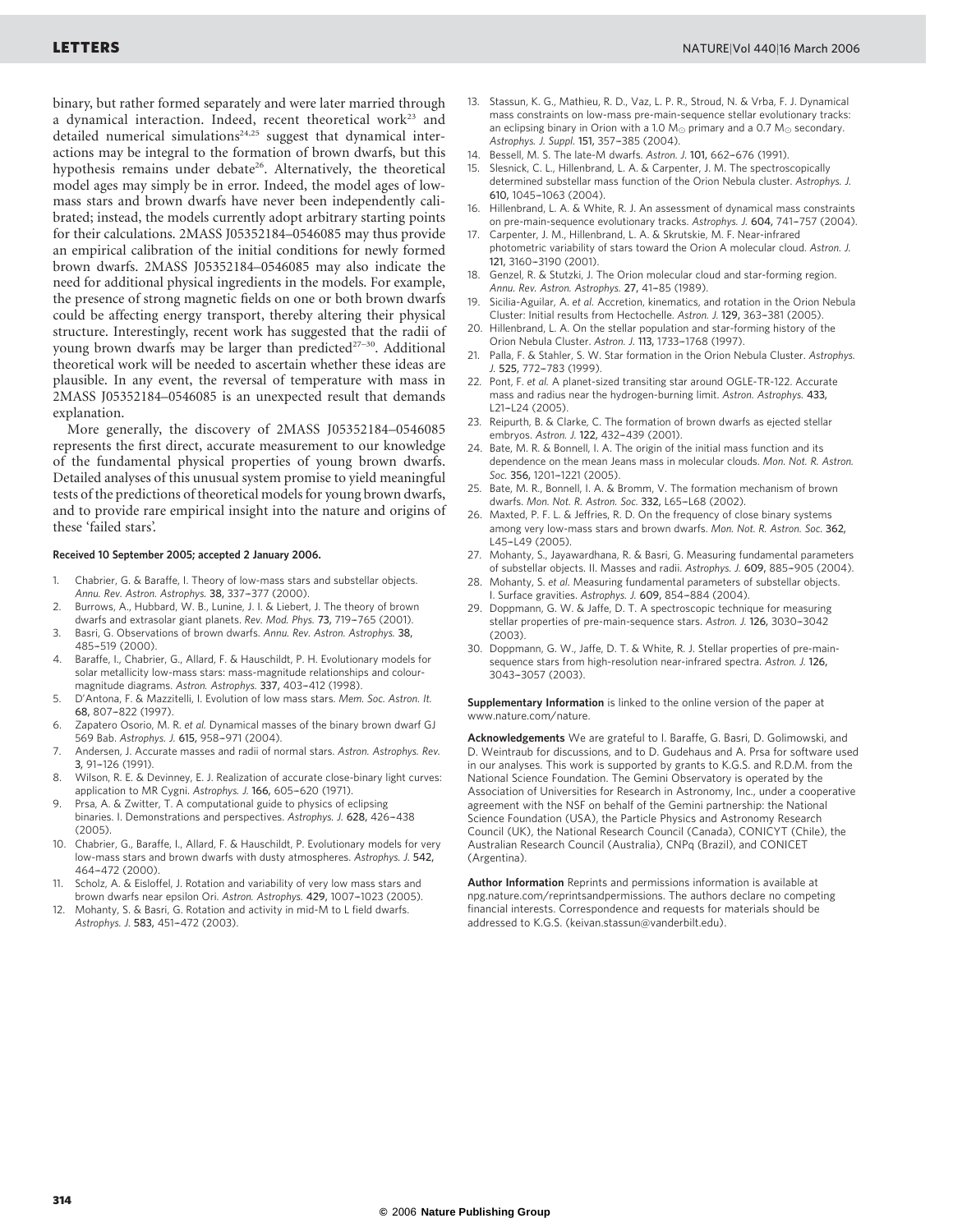binary, but rather formed separately and were later married through a dynamical interaction. Indeed, recent theoretical work[23] and detailed numerical simulations[24,25] suggest that dynamical interactions may be integral to the formation of brown dwarfs, but this hypothesis remains under debate[26]. Alternatively, the theoretical model ages may simply be in error. Indeed, the model ages of low-mass stars and brown dwarfs have never been independently calibrated; instead, the models currently adopt arbitrary starting points for their calculations. 2MASS J05352184–0546085 may thus provide an empirical calibration of the initial conditions for newly formed brown dwarfs. 2MASS J05352184–0546085 may also indicate the need for additional physical ingredients in the models. For example, the presence of strong magnetic fields on one or both brown dwarfs could be affecting energy transport, thereby altering their physical structure. Interestingly, recent work has suggested that the radii of young brown dwarfs may be larger than predicted[27–30]. Additional theoretical work will be needed to ascertain whether these ideas are plausible. In any event, the reversal of temperature with mass in 2MASS J05352184–0546085 is an unexpected result that demands explanation.

More generally, the discovery of 2MASS J05352184–0546085 represents the first direct, accurate measurement to our knowledge of the fundamental physical properties of young brown dwarfs. Detailed analyses of this unusual system promise to yield meaningful tests of the predictions of theoretical models for young brown dwarfs, and to provide rare empirical insight into the nature and origins of these 'failed stars'.

**Received 10 September 2005; accepted 2 January 2006.**

1. Chabrier, G. & Baraffe, I. Theory of low-mass stars and substellar objects. *Annu. Rev. Astron. Astrophys.* **38,** 337–377 (2000).
2. Burrows, A., Hubbard, W. B., Lunine, J. I. & Liebert, J. The theory of brown dwarfs and extrasolar giant planets. *Rev. Mod. Phys.* **73,** 719–765 (2001).
3. Basri, G. Observations of brown dwarfs. *Annu. Rev. Astron. Astrophys.* **38,** 485–519 (2000).
4. Baraffe, I., Chabrier, G., Allard, F. & Hauschildt, P. H. Evolutionary models for solar metallicity low-mass stars: mass-magnitude relationships and colour-magnitude diagrams. *Astron. Astrophys.* **337,** 403–412 (1998).
5. D'Antona, F. & Mazzitelli, I. Evolution of low mass stars. *Mem. Soc. Astron. It.* **68,** 807–822 (1997).
6. Zapatero Osorio, M. R. *et al.* Dynamical masses of the binary brown dwarf GJ 569 Bab. *Astrophys. J.* **615,** 958–971 (2004).
7. Andersen, J. Accurate masses and radii of normal stars. *Astron. Astrophys. Rev.* **3,** 91–126 (1991).
8. Wilson, R. E. & Devinney, E. J. Realization of accurate close-binary light curves: application to MR Cygni. *Astrophys. J.* **166,** 605–620 (1971).
9. Prsa, A. & Zwitter, T. A computational guide to physics of eclipsing binaries. I. Demonstrations and perspectives. *Astrophys. J.* **628,** 426–438 (2005).
10. Chabrier, G., Baraffe, I., Allard, F. & Hauschildt, P. Evolutionary models for very low-mass stars and brown dwarfs with dusty atmospheres. *Astrophys. J.* **542,** 464–472 (2000).
11. Scholz, A. & Eisloffel, J. Rotation and variability of very low mass stars and brown dwarfs near epsilon Ori. *Astron. Astrophys.* **429,** 1007–1023 (2005).
12. Mohanty, S. & Basri, G. Rotation and activity in mid-M to L field dwarfs. *Astrophys. J.* **583,** 451–472 (2003).
13. Stassun, K. G., Mathieu, R. D., Vaz, L. P. R., Stroud, N. & Vrba, F. J. Dynamical mass constraints on low-mass pre-main-sequence stellar evolutionary tracks: an eclipsing binary in Orion with a 1.0 $M_{\odot}$ primary and a 0.7 $M_{\odot}$ secondary. *Astrophys. J. Suppl.* **151,** 357–385 (2004).
14. Bessell, M. S. The late-M dwarfs. *Astron. J.* **101,** 662–676 (1991).
15. Slesnick, C. L., Hillenbrand, L. A. & Carpenter, J. M. The spectroscopically determined substellar mass function of the Orion Nebula cluster. *Astrophys. J.* **610,** 1045–1063 (2004).
16. Hillenbrand, L. A. & White, R. J. An assessment of dynamical mass constraints on pre-main-sequence evolutionary tracks. *Astrophys. J.* **604,** 741–757 (2004).
17. Carpenter, J. M., Hillenbrand, L. A. & Skrutskie, M. F. Near-infrared photometric variability of stars toward the Orion A molecular cloud. *Astron. J.* **121,** 3160–3190 (2001).
18. Genzel, R. & Stutzki, J. The Orion molecular cloud and star-forming region. *Annu. Rev. Astron. Astrophys.* **27,** 41–85 (1989).
19. Sicilia-Aguilar, A. *et al.* Accretion, kinematics, and rotation in the Orion Nebula Cluster: Initial results from Hectochelle. *Astron. J.* **129,** 363–381 (2005).
20. Hillenbrand, L. A. On the stellar population and star-forming history of the Orion Nebula Cluster. *Astron. J.* **113,** 1733–1768 (1997).
21. Palla, F. & Stahler, S. W. Star formation in the Orion Nebula Cluster. *Astrophys. J.* **525,** 772–783 (1999).
22. Pont, F. *et al.* A planet-sized transiting star around OGLE-TR-122. Accurate mass and radius near the hydrogen-burning limit. *Astron. Astrophys.* **433,** L21–L24 (2005).
23. Reipurth, B. & Clarke, C. The formation of brown dwarfs as ejected stellar embryos. *Astron. J.* **122,** 432–439 (2001).
24. Bate, M. R. & Bonnell, I. A. The origin of the initial mass function and its dependence on the mean Jeans mass in molecular clouds. *Mon. Not. R. Astron. Soc.* **356,** 1201–1221 (2005).
25. Bate, M. R., Bonnell, I. A. & Bromm, V. The formation mechanism of brown dwarfs. *Mon. Not. R. Astron. Soc.* **332,** L65–L68 (2002).
26. Maxted, P. F. L. & Jeffries, R. D. On the frequency of close binary systems among very low-mass stars and brown dwarfs. *Mon. Not. R. Astron. Soc.* **362,** L45–L49 (2005).
27. Mohanty, S., Jayawardhana, R. & Basri, G. Measuring fundamental parameters of substellar objects. II. Masses and radii. *Astrophys. J.* **609,** 885–905 (2004).
28. Mohanty, S. *et al.* Measuring fundamental parameters of substellar objects. I. Surface gravities. *Astrophys. J.* **609,** 854–884 (2004).
29. Doppmann, G. W. & Jaffe, D. T. A spectroscopic technique for measuring stellar properties of pre-main-sequence stars. *Astron. J.* **126,** 3030–3042 (2003).
30. Doppmann, G. W., Jaffe, D. T. & White, R. J. Stellar properties of pre-main-sequence stars from high-resolution near-infrared spectra. *Astron. J.* **126,** 3043–3057 (2003).

**Supplementary Information** is linked to the online version of the paper at www.nature.com/nature.

**Acknowledgements** We are grateful to I. Baraffe, G. Basri, D. Golimowski, and D. Weintraub for discussions, and to D. Gudehaus and A. Prsa for software used in our analyses. This work is supported by grants to K.G.S. and R.D.M. from the National Science Foundation. The Gemini Observatory is operated by the Association of Universities for Research in Astronomy, Inc., under a cooperative agreement with the NSF on behalf of the Gemini partnership: the National Science Foundation (USA), the Particle Physics and Astronomy Research Council (UK), the National Research Council (Canada), CONICYT (Chile), the Australian Research Council (Australia), CNPq (Brazil), and CONICET (Argentina).

**Author Information** Reprints and permissions information is available at npg.nature.com/reprintsandpermissions. The authors declare no competing financial interests. Correspondence and requests for materials should be addressed to K.G.S. (keivan.stassun@vanderbilt.edu).